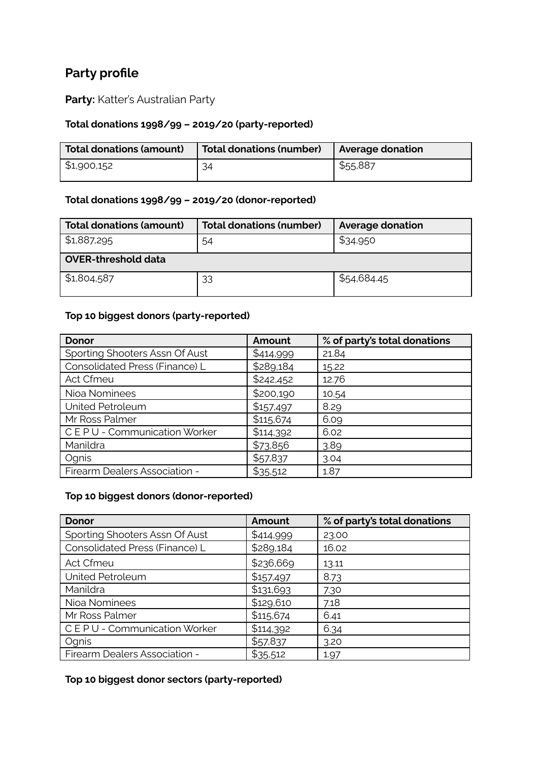## Party profile

**Party:** Katter's Australian Party

### Total donations 1998/99 – 2019/20 (party-reported)

| Total donations (amount) | Total donations (number) | Average donation |
|---|---|---|
| $1,900,152 | 34 | $55,887 |

### Total donations 1998/99 – 2019/20 (donor-reported)

| Total donations (amount) | Total donations (number) | Average donation |
|---|---|---|
| $1,887,295 | 54 | $34,950 |
| **OVER-threshold data** | | |
| $1,804,587 | 33 | $54,684.45 |

### Top 10 biggest donors (party-reported)

| Donor | Amount | % of party's total donations |
|---|---|---|
| Sporting Shooters Assn Of Aust | $414,999 | 21.84 |
| Consolidated Press (Finance) L | $289,184 | 15.22 |
| Act Cfmeu | $242,452 | 12.76 |
| Nioa Nominees | $200,190 | 10.54 |
| United Petroleum | $157,497 | 8.29 |
| Mr Ross Palmer | $115,674 | 6.09 |
| C E P U - Communication Worker | $114,392 | 6.02 |
| Manildra | $73,856 | 3.89 |
| Ognis | $57,837 | 3.04 |
| Firearm Dealers Association - | $35,512 | 1.87 |

### Top 10 biggest donors (donor-reported)

| Donor | Amount | % of party's total donations |
|---|---|---|
| Sporting Shooters Assn Of Aust | $414,999 | 23.00 |
| Consolidated Press (Finance) L | $289,184 | 16.02 |
| Act Cfmeu | $236,669 | 13.11 |
| United Petroleum | $157,497 | 8.73 |
| Manildra | $131,693 | 7.30 |
| Nioa Nominees | $129,610 | 7.18 |
| Mr Ross Palmer | $115,674 | 6.41 |
| C E P U - Communication Worker | $114,392 | 6.34 |
| Ognis | $57,837 | 3.20 |
| Firearm Dealers Association - | $35,512 | 1.97 |

### Top 10 biggest donor sectors (party-reported)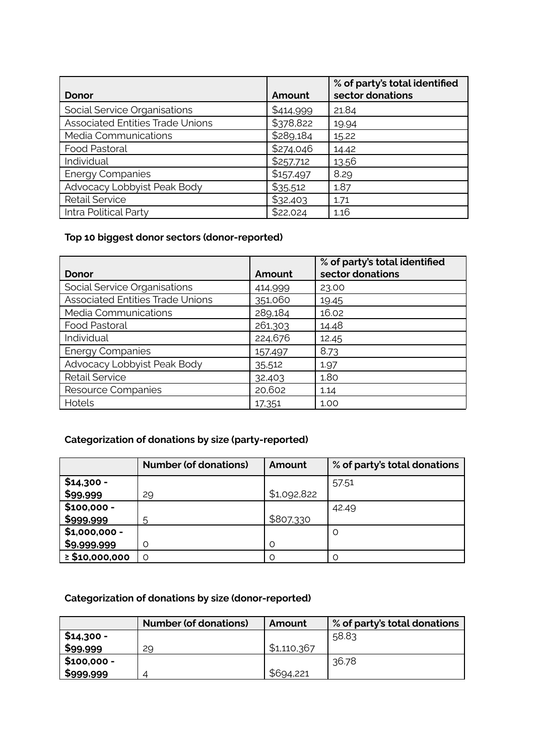| Donor | Amount | % of party's total identified sector donations |
|---|---|---|
| Social Service Organisations | $414,999 | 21.84 |
| Associated Entities Trade Unions | $378,822 | 19.94 |
| Media Communications | $289,184 | 15.22 |
| Food Pastoral | $274,046 | 14.42 |
| Individual | $257,712 | 13.56 |
| Energy Companies | $157,497 | 8.29 |
| Advocacy Lobbyist Peak Body | $35,512 | 1.87 |
| Retail Service | $32,403 | 1.71 |
| Intra Political Party | $22,024 | 1.16 |

**Top 10 biggest donor sectors (donor-reported)**

| Donor | Amount | % of party's total identified sector donations |
|---|---|---|
| Social Service Organisations | 414,999 | 23.00 |
| Associated Entities Trade Unions | 351,060 | 19.45 |
| Media Communications | 289,184 | 16.02 |
| Food Pastoral | 261,303 | 14.48 |
| Individual | 224,676 | 12.45 |
| Energy Companies | 157,497 | 8.73 |
| Advocacy Lobbyist Peak Body | 35,512 | 1.97 |
| Retail Service | 32,403 | 1.80 |
| Resource Companies | 20,602 | 1.14 |
| Hotels | 17,351 | 1.00 |

**Categorization of donations by size (party-reported)**

| | Number (of donations) | Amount | % of party's total donations |
|---|---|---|---|
| **$14,300 - $99,999** | 29 | $1,092,822 | 57.51 |
| **$100,000 - $999,999** | 5 | $807,330 | 42.49 |
| **$1,000,000 - $9,999,999** | 0 | 0 | 0 |
| **≥ $10,000,000** | 0 | 0 | 0 |

**Categorization of donations by size (donor-reported)**

| | Number (of donations) | Amount | % of party's total donations |
|---|---|---|---|
| **$14,300 - $99,999** | 29 | $1,110,367 | 58.83 |
| **$100,000 - $999,999** | 4 | $694,221 | 36.78 |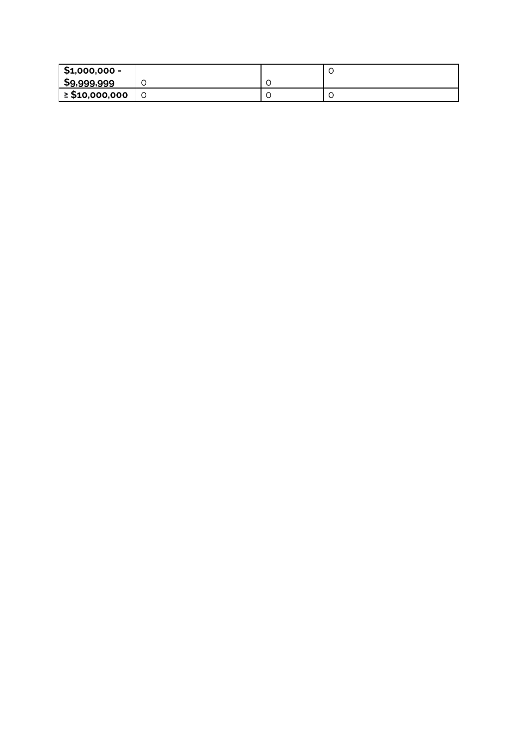| | | | |
|---|---|---|---|
| **$1,000,000 - $9,999,999** | 0 | 0 | 0 |
| **≥ $10,000,000** | 0 | 0 | 0 |